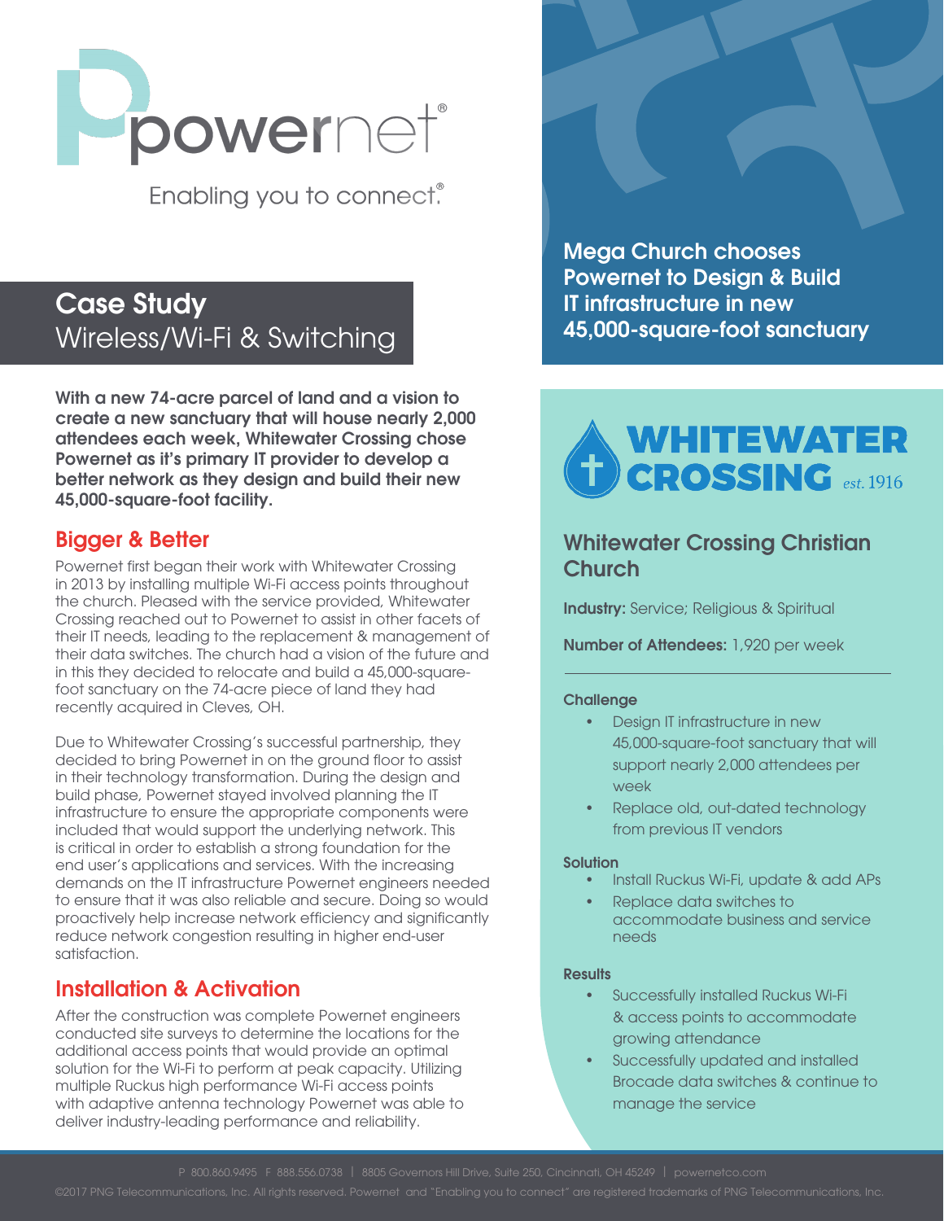powernet®

Enabling you to connect.®

# Case Study
## Wireless/Wi-Fi & Switching

## Mega Church chooses Powernet to Design & Build IT infrastructure in new 45,000-square-foot sanctuary

**With a new 74-acre parcel of land and a vision to create a new sanctuary that will house nearly 2,000 attendees each week, Whitewater Crossing chose Powernet as it's primary IT provider to develop a better network as they design and build their new 45,000-square-foot facility.**

## Bigger & Better

Powernet first began their work with Whitewater Crossing in 2013 by installing multiple Wi-Fi access points throughout the church. Pleased with the service provided, Whitewater Crossing reached out to Powernet to assist in other facets of their IT needs, leading to the replacement & management of their data switches. The church had a vision of the future and in this they decided to relocate and build a 45,000-square-foot sanctuary on the 74-acre piece of land they had recently acquired in Cleves, OH.

Due to Whitewater Crossing's successful partnership, they decided to bring Powernet in on the ground floor to assist in their technology transformation. During the design and build phase, Powernet stayed involved planning the IT infrastructure to ensure the appropriate components were included that would support the underlying network. This is critical in order to establish a strong foundation for the end user's applications and services. With the increasing demands on the IT infrastructure Powernet engineers needed to ensure that it was also reliable and secure. Doing so would proactively help increase network efficiency and significantly reduce network congestion resulting in higher end-user satisfaction.

## Installation & Activation

After the construction was complete Powernet engineers conducted site surveys to determine the locations for the additional access points that would provide an optimal solution for the Wi-Fi to perform at peak capacity. Utilizing multiple Ruckus high performance Wi-Fi access points with adaptive antenna technology Powernet was able to deliver industry-leading performance and reliability.

WHITEWATER CROSSING *est. 1916*

## Whitewater Crossing Christian Church

**Industry:** Service; Religious & Spiritual

**Number of Attendees:** 1,920 per week

---

### Challenge

- Design IT infrastructure in new 45,000-square-foot sanctuary that will support nearly 2,000 attendees per week
- Replace old, out-dated technology from previous IT vendors

### Solution

- Install Ruckus Wi-Fi, update & add APs
- Replace data switches to accommodate business and service needs

### Results

- Successfully installed Ruckus Wi-Fi & access points to accommodate growing attendance
- Successfully updated and installed Brocade data switches & continue to manage the service

P 800.860.9495 F 888.556.0738 | 8805 Governors Hill Drive, Suite 250, Cincinnati, OH 45249 | powernetco.com

©2017 PNG Telecommunications, Inc. All rights reserved. Powernet and "Enabling you to connect" are registered trademarks of PNG Telecommunications, Inc.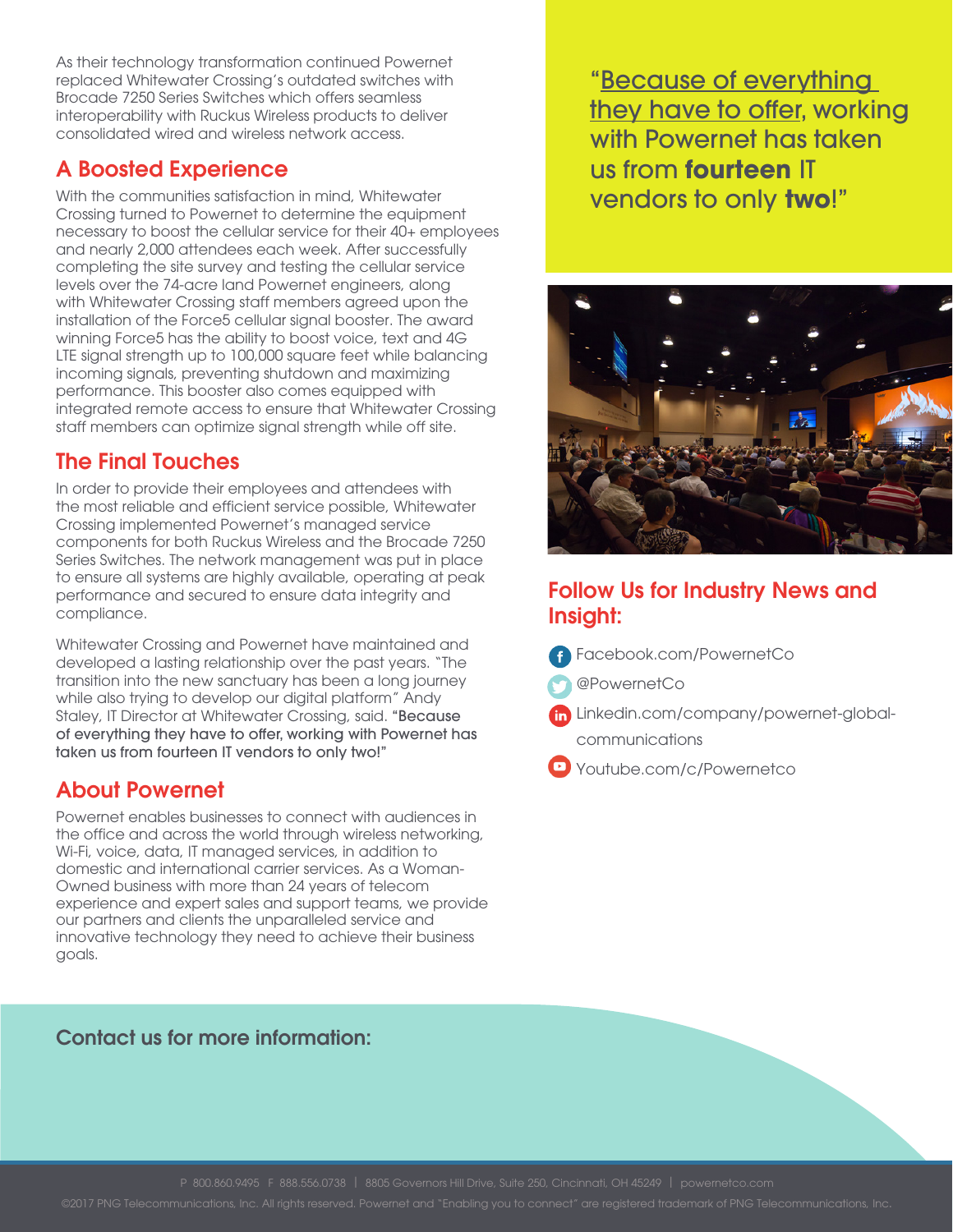As their technology transformation continued Powernet replaced Whitewater Crossing's outdated switches with Brocade 7250 Series Switches which offers seamless interoperability with Ruckus Wireless products to deliver consolidated wired and wireless network access.

## A Boosted Experience

With the communities satisfaction in mind, Whitewater Crossing turned to Powernet to determine the equipment necessary to boost the cellular service for their 40+ employees and nearly 2,000 attendees each week. After successfully completing the site survey and testing the cellular service levels over the 74-acre land Powernet engineers, along with Whitewater Crossing staff members agreed upon the installation of the Force5 cellular signal booster. The award winning Force5 has the ability to boost voice, text and 4G LTE signal strength up to 100,000 square feet while balancing incoming signals, preventing shutdown and maximizing performance. This booster also comes equipped with integrated remote access to ensure that Whitewater Crossing staff members can optimize signal strength while off site.

## The Final Touches

In order to provide their employees and attendees with the most reliable and efficient service possible, Whitewater Crossing implemented Powernet's managed service components for both Ruckus Wireless and the Brocade 7250 Series Switches. The network management was put in place to ensure all systems are highly available, operating at peak performance and secured to ensure data integrity and compliance.

Whitewater Crossing and Powernet have maintained and developed a lasting relationship over the past years. "The transition into the new sanctuary has been a long journey while also trying to develop our digital platform" Andy Staley, IT Director at Whitewater Crossing, said. **"Because of everything they have to offer, working with Powernet has taken us from fourteen IT vendors to only two!"**

## About Powernet

Powernet enables businesses to connect with audiences in the office and across the world through wireless networking, Wi-Fi, voice, data, IT managed services, in addition to domestic and international carrier services. As a Woman-Owned business with more than 24 years of telecom experience and expert sales and support teams, we provide our partners and clients the unparalleled service and innovative technology they need to achieve their business goals.

"Because of everything they have to offer, working with Powernet has taken us from **fourteen** IT vendors to only **two**!"

## Follow Us for Industry News and Insight:

- Facebook.com/PowernetCo
- @PowernetCo
- Linkedin.com/company/powernet-global-communications
- Youtube.com/c/Powernetco

### Contact us for more information:

P 800.860.9495 F 888.556.0738 | 8805 Governors Hill Drive, Suite 250, Cincinnati, OH 45249 | powernetco.com

©2017 PNG Telecommunications, Inc. All rights reserved. Powernet and "Enabling you to connect" are registered trademark of PNG Telecommunications, Inc.